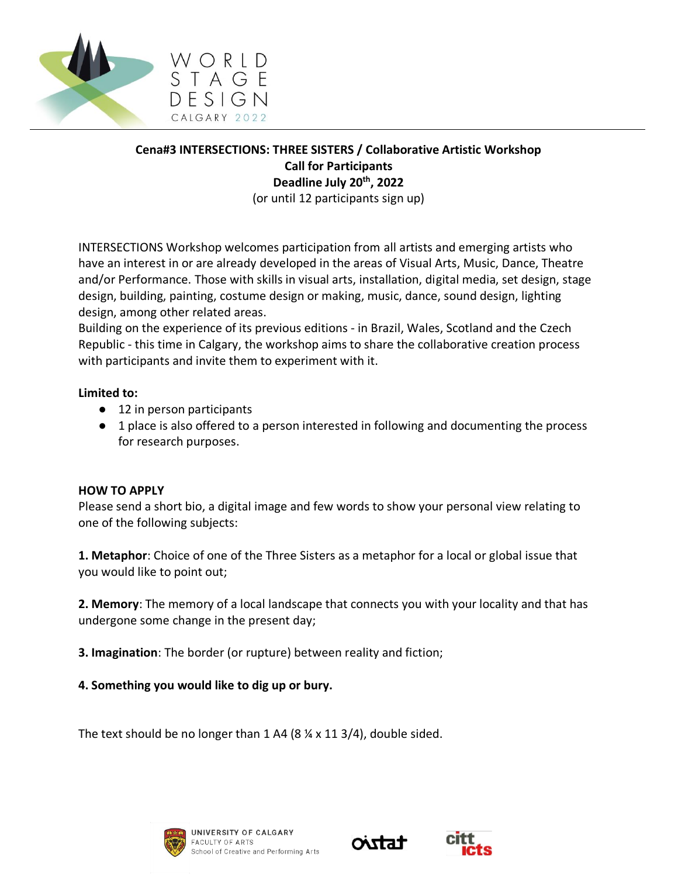WORLD STAGE DESIGN CALGARY 2022

**Cena#3 INTERSECTIONS: THREE SISTERS / Collaborative Artistic Workshop**
**Call for Participants**
**Deadline July 20th, 2022**
(or until 12 participants sign up)

INTERSECTIONS Workshop welcomes participation from all artists and emerging artists who have an interest in or are already developed in the areas of Visual Arts, Music, Dance, Theatre and/or Performance. Those with skills in visual arts, installation, digital media, set design, stage design, building, painting, costume design or making, music, dance, sound design, lighting design, among other related areas.
Building on the experience of its previous editions - in Brazil, Wales, Scotland and the Czech Republic - this time in Calgary, the workshop aims to share the collaborative creation process with participants and invite them to experiment with it.

**Limited to:**

- 12 in person participants
- 1 place is also offered to a person interested in following and documenting the process for research purposes.

**HOW TO APPLY**
Please send a short bio, a digital image and few words to show your personal view relating to one of the following subjects:

**1. Metaphor**: Choice of one of the Three Sisters as a metaphor for a local or global issue that you would like to point out;

**2. Memory**: The memory of a local landscape that connects you with your locality and that has undergone some change in the present day;

**3. Imagination**: The border (or rupture) between reality and fiction;

**4. Something you would like to dig up or bury.**

The text should be no longer than 1 A4 (8 ¼ x 11 3/4), double sided.

UNIVERSITY OF CALGARY FACULTY OF ARTS School of Creative and Performing Arts

OISTAT

CITT ICTS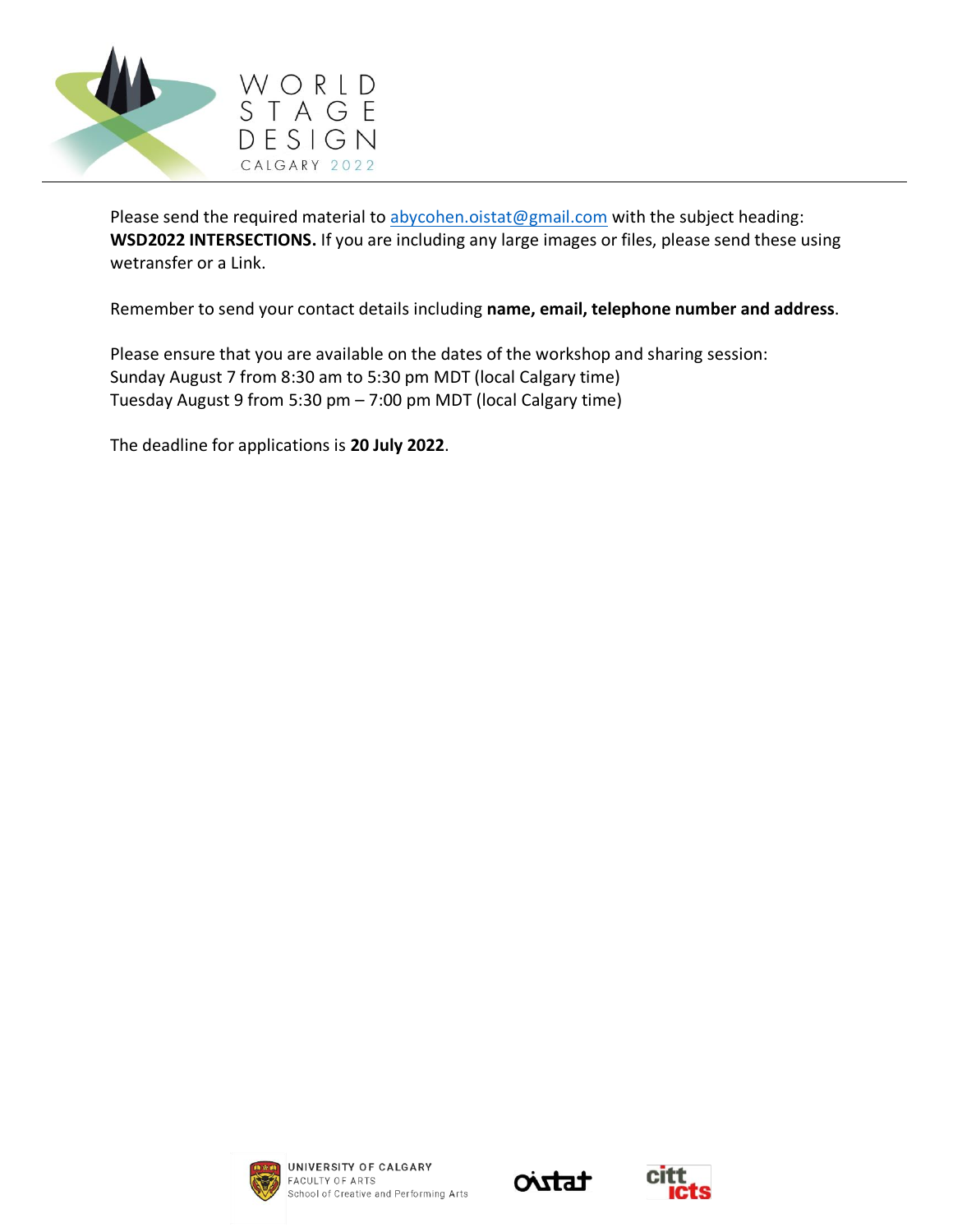Please send the required material to abycohen.oistat@gmail.com with the subject heading: **WSD2022 INTERSECTIONS.** If you are including any large images or files, please send these using wetransfer or a Link.

Remember to send your contact details including **name, email, telephone number and address**.

Please ensure that you are available on the dates of the workshop and sharing session:
Sunday August 7 from 8:30 am to 5:30 pm MDT (local Calgary time)
Tuesday August 9 from 5:30 pm – 7:00 pm MDT (local Calgary time)

The deadline for applications is **20 July 2022**.